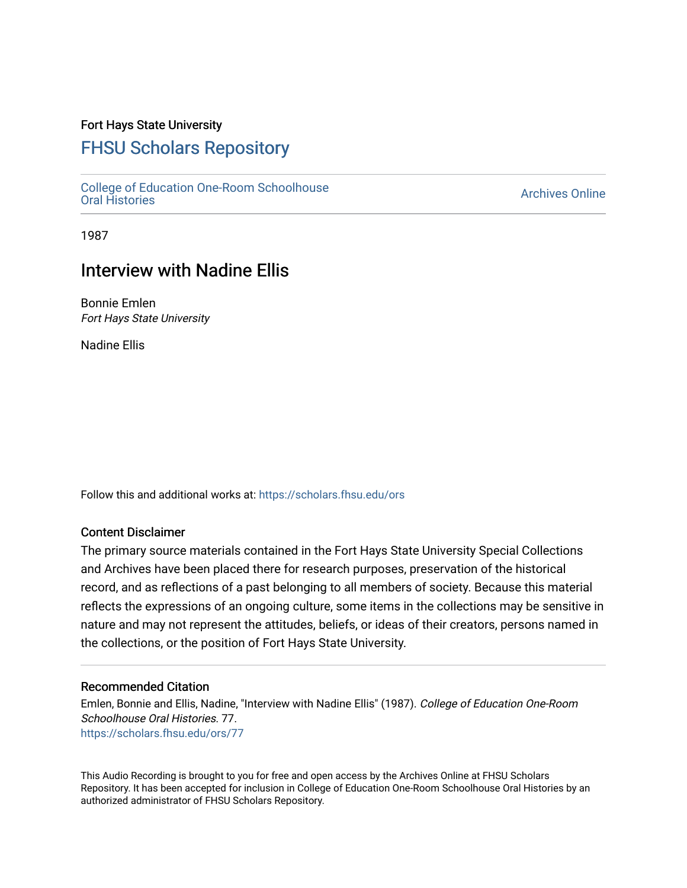Fort Hays State University

# FHSU Scholars Repository

College of Education One-Room Schoolhouse Oral Histories

Archives Online

1987

## Interview with Nadine Ellis

Bonnie Emlen
*Fort Hays State University*

Nadine Ellis

Follow this and additional works at: https://scholars.fhsu.edu/ors

### Content Disclaimer

The primary source materials contained in the Fort Hays State University Special Collections and Archives have been placed there for research purposes, preservation of the historical record, and as reflections of a past belonging to all members of society. Because this material reflects the expressions of an ongoing culture, some items in the collections may be sensitive in nature and may not represent the attitudes, beliefs, or ideas of their creators, persons named in the collections, or the position of Fort Hays State University.

### Recommended Citation

Emlen, Bonnie and Ellis, Nadine, "Interview with Nadine Ellis" (1987). *College of Education One-Room Schoolhouse Oral Histories*. 77.
https://scholars.fhsu.edu/ors/77

This Audio Recording is brought to you for free and open access by the Archives Online at FHSU Scholars Repository. It has been accepted for inclusion in College of Education One-Room Schoolhouse Oral Histories by an authorized administrator of FHSU Scholars Repository.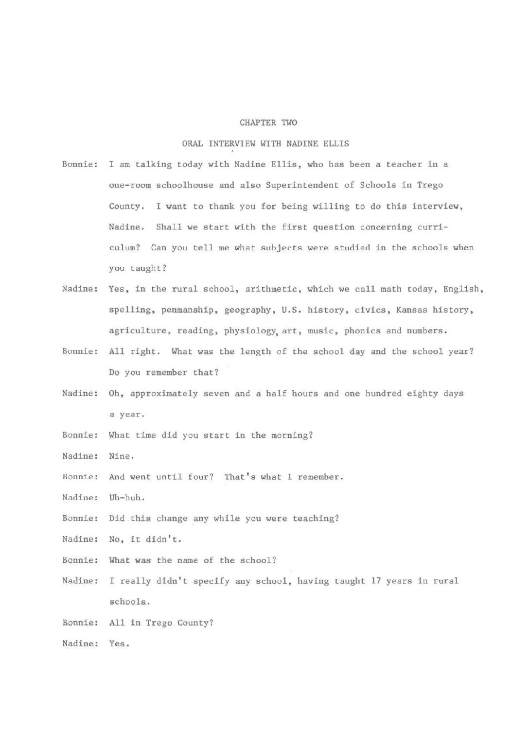# CHAPTER TWO

## ORAL INTERVIEW WITH NADINE ELLIS

Bonnie: I am talking today with Nadine Ellis, who has been a teacher in a one-room schoolhouse and also Superintendent of Schools in Trego County. I want to thank you for being willing to do this interview, Nadine. Shall we start with the first question concerning curriculum? Can you tell me what subjects were studied in the schools when you taught?

Nadine: Yes, in the rural school, arithmetic, which we call math today, English, spelling, penmanship, geography, U.S. history, civics, Kansas history, agriculture, reading, physiology, art, music, phonics and numbers.

Bonnie: All right. What was the length of the school day and the school year? Do you remember that?

Nadine: Oh, approximately seven and a half hours and one hundred eighty days a year.

Bonnie: What time did you start in the morning?

Nadine: Nine.

Bonnie: And went until four? That's what I remember.

Nadine: Uh-huh.

Bonnie: Did this change any while you were teaching?

Nadine: No, it didn't.

Bonnie: What was the name of the school?

Nadine: I really didn't specify any school, having taught 17 years in rural schools.

Bonnie: All in Trego County?

Nadine: Yes.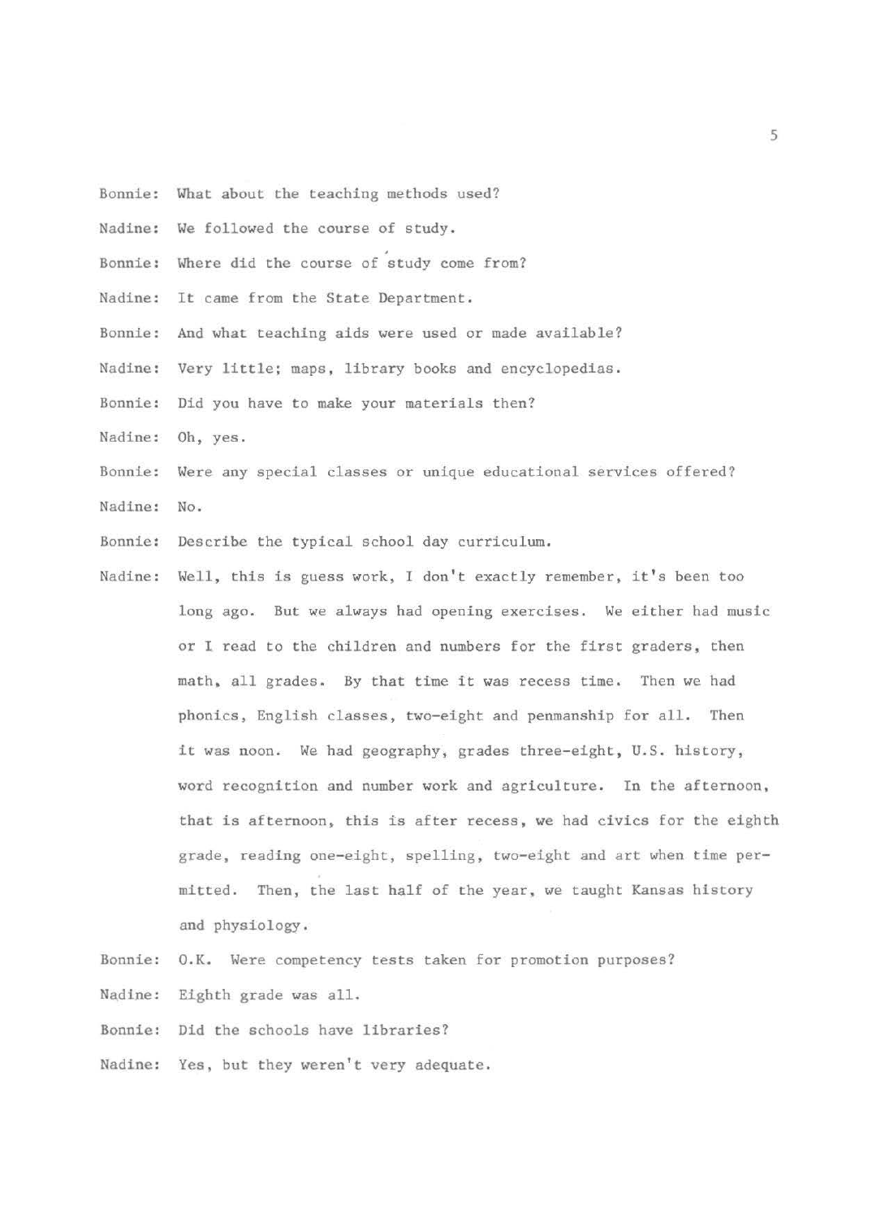Bonnie: What about the teaching methods used?

Nadine: We followed the course of study.

Bonnie: Where did the course of study come from?

Nadine: It came from the State Department.

Bonnie: And what teaching aids were used or made available?

Nadine: Very little; maps, library books and encyclopedias.

Bonnie: Did you have to make your materials then?

Nadine: Oh, yes.

Bonnie: Were any special classes or unique educational services offered?

Nadine: No.

Bonnie: Describe the typical school day curriculum.

Nadine: Well, this is guess work, I don't exactly remember, it's been too long ago. But we always had opening exercises. We either had music or I read to the children and numbers for the first graders, then math, all grades. By that time it was recess time. Then we had phonics, English classes, two-eight and penmanship for all. Then it was noon. We had geography, grades three-eight, U.S. history, word recognition and number work and agriculture. In the afternoon, that is afternoon, this is after recess, we had civics for the eighth grade, reading one-eight, spelling, two-eight and art when time permitted. Then, the last half of the year, we taught Kansas history and physiology.

Bonnie: O.K. Were competency tests taken for promotion purposes?

Nadine: Eighth grade was all.

Bonnie: Did the schools have libraries?

Nadine: Yes, but they weren't very adequate.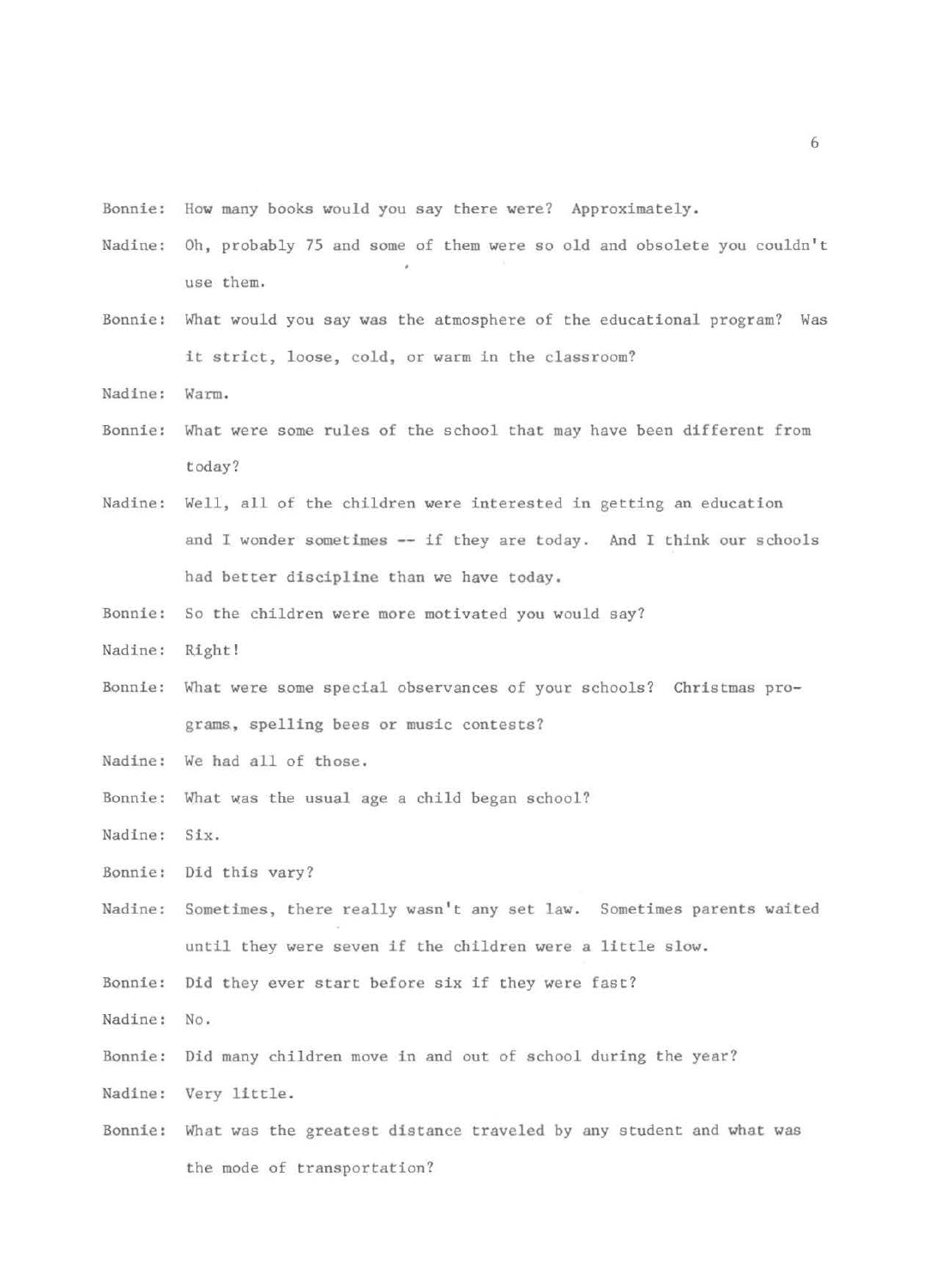Bonnie: How many books would you say there were? Approximately.

Nadine: Oh, probably 75 and some of them were so old and obsolete you couldn't use them.

Bonnie: What would you say was the atmosphere of the educational program? Was it strict, loose, cold, or warm in the classroom?

Nadine: Warm.

Bonnie: What were some rules of the school that may have been different from today?

Nadine: Well, all of the children were interested in getting an education and I wonder sometimes -- if they are today. And I think our schools had better discipline than we have today.

Bonnie: So the children were more motivated you would say?

Nadine: Right!

Bonnie: What were some special observances of your schools? Christmas programs, spelling bees or music contests?

Nadine: We had all of those.

Bonnie: What was the usual age a child began school?

Nadine: Six.

Bonnie: Did this vary?

Nadine: Sometimes, there really wasn't any set law. Sometimes parents waited until they were seven if the children were a little slow.

Bonnie: Did they ever start before six if they were fast?

Nadine: No.

Bonnie: Did many children move in and out of school during the year?

Nadine: Very little.

Bonnie: What was the greatest distance traveled by any student and what was the mode of transportation?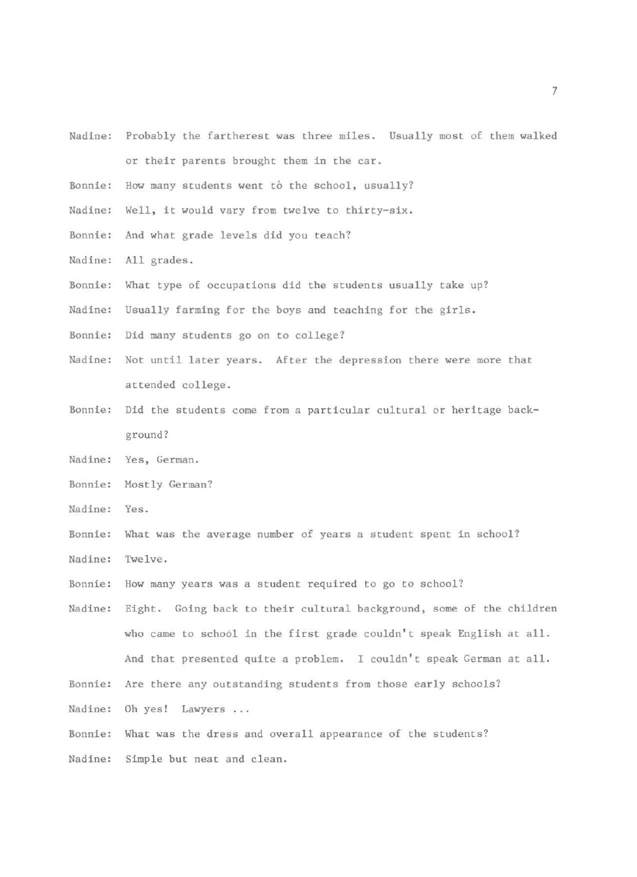Nadine: Probably the fartherest was three miles. Usually most of them walked or their parents brought them in the car.

Bonnie: How many students went tó the school, usually?

Nadine: Well, it would vary from twelve to thirty-six.

Bonnie: And what grade levels did you teach?

Nadine: All grades.

Bonnie: What type of occupations did the students usually take up?

Nadine: Usually farming for the boys and teaching for the girls.

Bonnie: Did many students go on to college?

Nadine: Not until later years. After the depression there were more that attended college.

Bonnie: Did the students come from a particular cultural or heritage background?

Nadine: Yes, German.

Bonnie: Mostly German?

Nadine: Yes.

Bonnie: What was the average number of years a student spent in school?

Nadine: Twelve.

Bonnie: How many years was a student required to go to school?

Nadine: Eight. Going back to their cultural background, some of the children who came to school in the first grade couldn't speak English at all. And that presented quite a problem. I couldn't speak German at all.

Bonnie: Are there any outstanding students from those early schools?

Nadine: Oh yes! Lawyers ...

Bonnie: What was the dress and overall appearance of the students?

Nadine: Simple but neat and clean.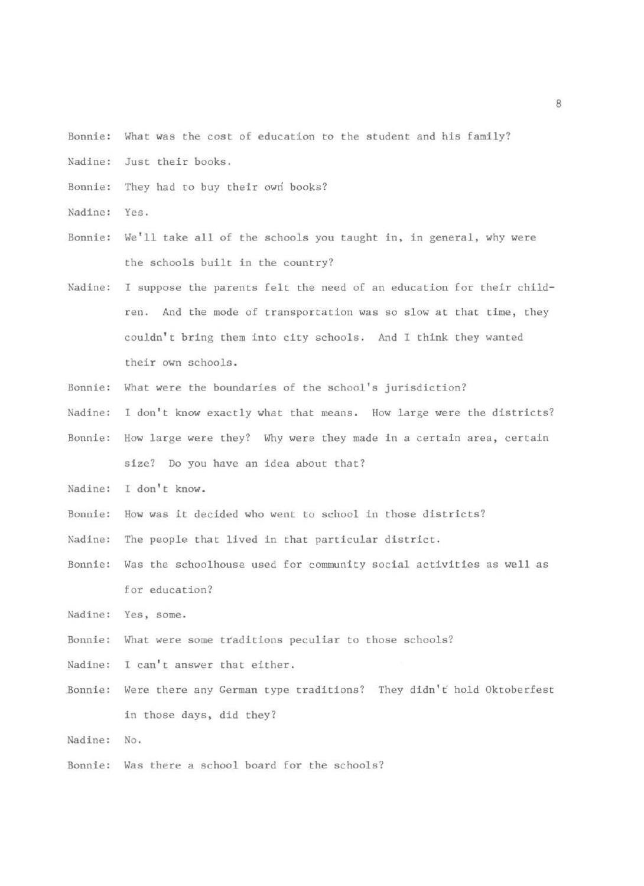Bonnie: What was the cost of education to the student and his family?

Nadine: Just their books.

Bonnie: They had to buy their own books?

Nadine: Yes.

Bonnie: We'll take all of the schools you taught in, in general, why were the schools built in the country?

Nadine: I suppose the parents felt the need of an education for their children. And the mode of transportation was so slow at that time, they couldn't bring them into city schools. And I think they wanted their own schools.

Bonnie: What were the boundaries of the school's jurisdiction?

Nadine: I don't know exactly what that means. How large were the districts?

Bonnie: How large were they? Why were they made in a certain area, certain size? Do you have an idea about that?

Nadine: I don't know.

Bonnie: How was it decided who went to school in those districts?

Nadine: The people that lived in that particular district.

Bonnie: Was the schoolhouse used for community social activities as well as for education?

Nadine: Yes, some.

Bonnie: What were some traditions peculiar to those schools?

Nadine: I can't answer that either.

Bonnie: Were there any German type traditions? They didn't hold Oktoberfest in those days, did they?

Nadine: No.

Bonnie: Was there a school board for the schools?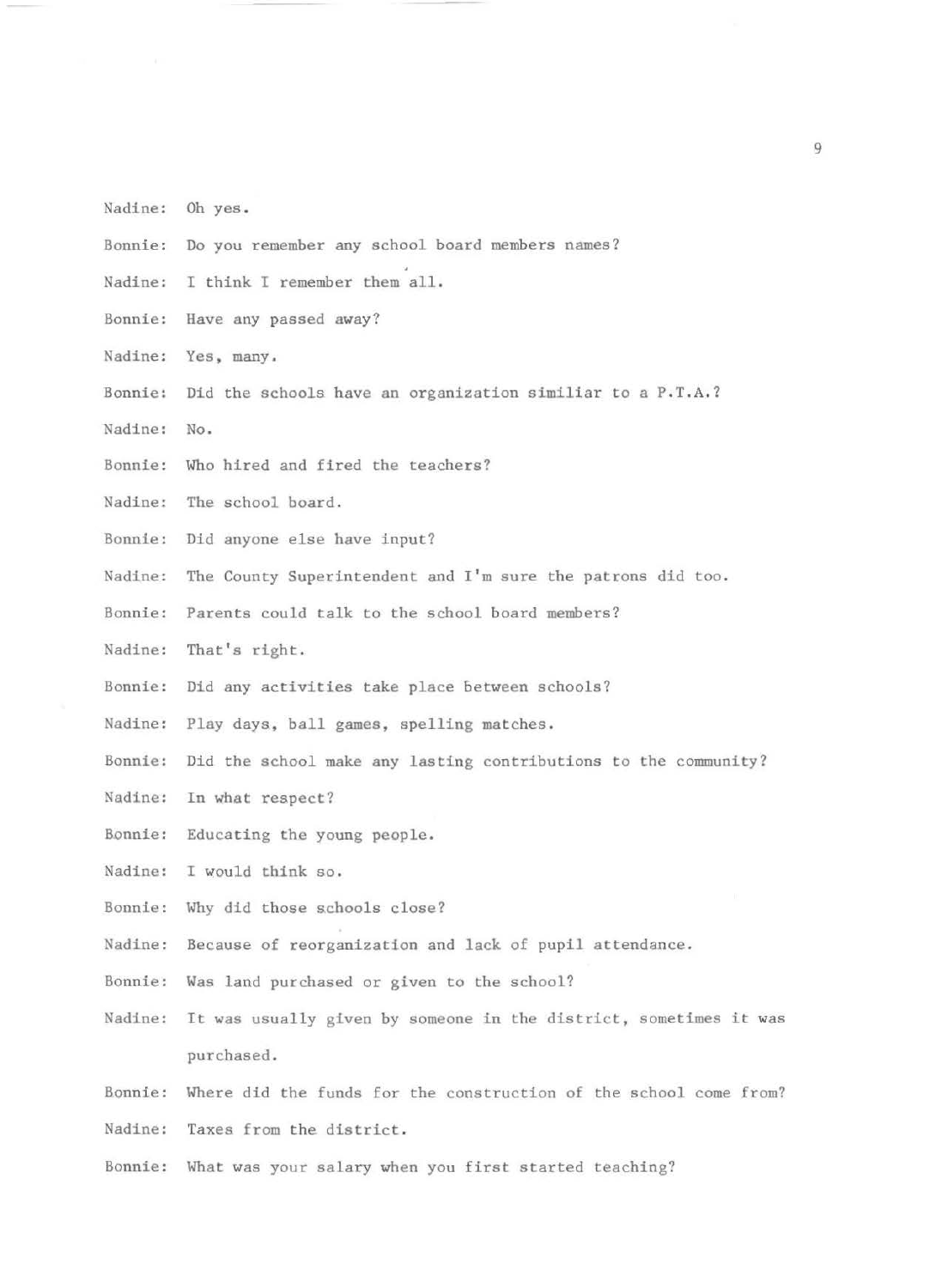Nadine: Oh yes.

Bonnie: Do you remember any school board members names?

Nadine: I think I remember them all.

Bonnie: Have any passed away?

Nadine: Yes, many.

Bonnie: Did the schools have an organization similiar to a P.T.A.?

Nadine: No.

Bonnie: Who hired and fired the teachers?

Nadine: The school board.

Bonnie: Did anyone else have input?

Nadine: The County Superintendent and I'm sure the patrons did too.

Bonnie: Parents could talk to the school board members?

Nadine: That's right.

Bonnie: Did any activities take place between schools?

Nadine: Play days, ball games, spelling matches.

Bonnie: Did the school make any lasting contributions to the community?

Nadine: In what respect?

Bonnie: Educating the young people.

Nadine: I would think so.

Bonnie: Why did those schools close?

Nadine: Because of reorganization and lack of pupil attendance.

Bonnie: Was land purchased or given to the school?

Nadine: It was usually given by someone in the district, sometimes it was purchased.

Bonnie: Where did the funds for the construction of the school come from?

Nadine: Taxes from the district.

Bonnie: What was your salary when you first started teaching?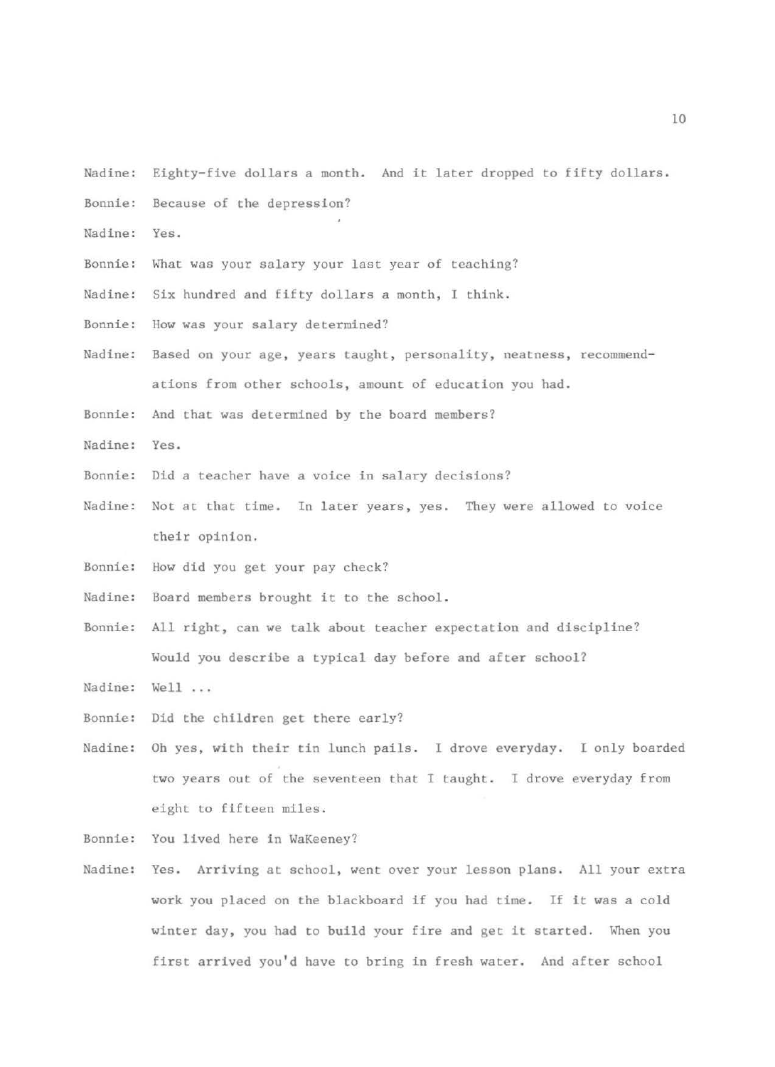Nadine: Eighty-five dollars a month. And it later dropped to fifty dollars.

Bonnie: Because of the depression?

Nadine: Yes.

Bonnie: What was your salary your last year of teaching?

Nadine: Six hundred and fifty dollars a month, I think.

Bonnie: How was your salary determined?

Nadine: Based on your age, years taught, personality, neatness, recommendations from other schools, amount of education you had.

Bonnie: And that was determined by the board members?

Nadine: Yes.

Bonnie: Did a teacher have a voice in salary decisions?

Nadine: Not at that time. In later years, yes. They were allowed to voice their opinion.

Bonnie: How did you get your pay check?

Nadine: Board members brought it to the school.

Bonnie: All right, can we talk about teacher expectation and discipline? Would you describe a typical day before and after school?

Nadine: Well ...

Bonnie: Did the children get there early?

Nadine: Oh yes, with their tin lunch pails. I drove everyday. I only boarded two years out of the seventeen that I taught. I drove everyday from eight to fifteen miles.

Bonnie: You lived here in WaKeeney?

Nadine: Yes. Arriving at school, went over your lesson plans. All your extra work you placed on the blackboard if you had time. If it was a cold winter day, you had to build your fire and get it started. When you first arrived you'd have to bring in fresh water. And after school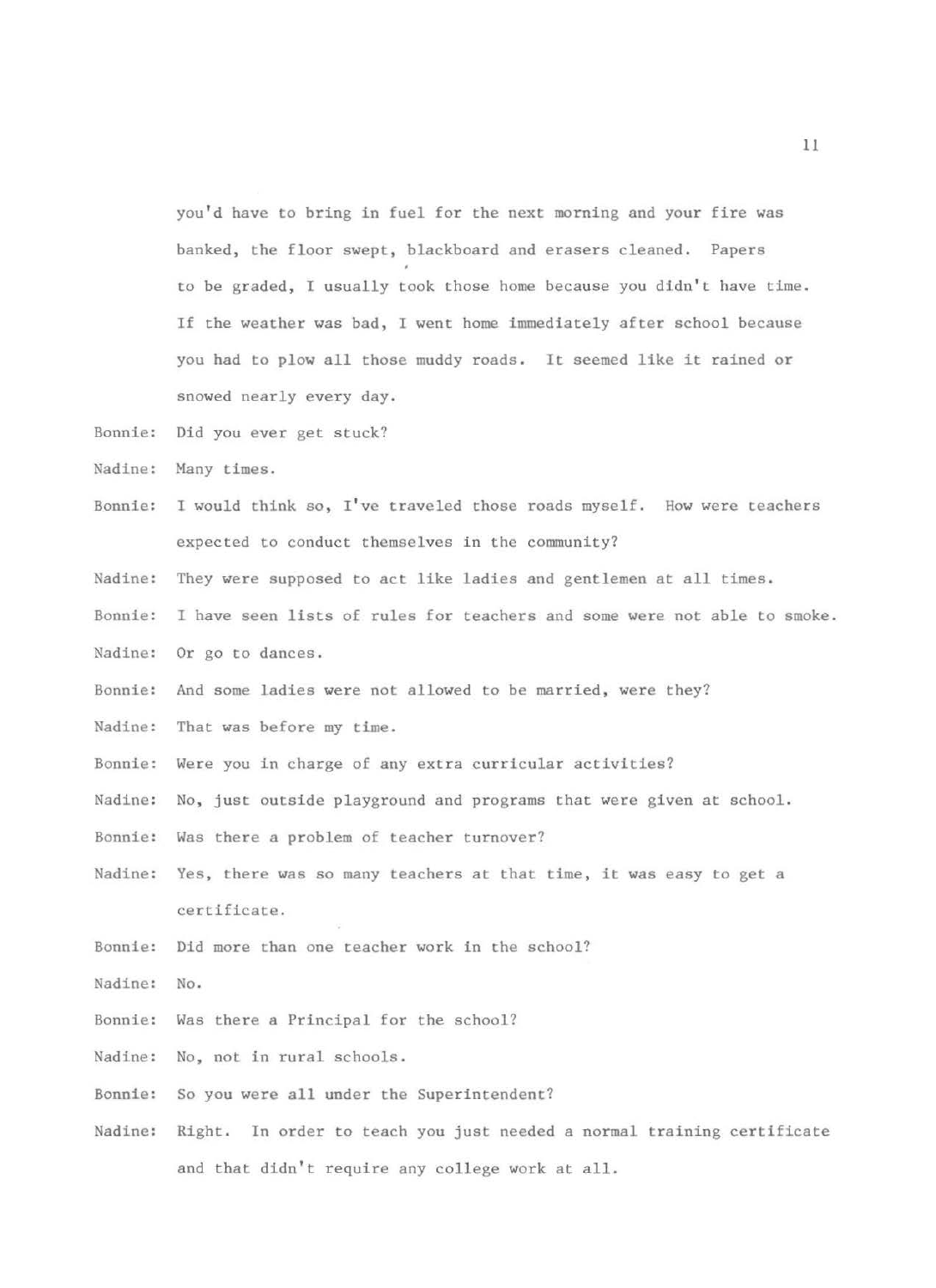you'd have to bring in fuel for the next morning and your fire was banked, the floor swept, blackboard and erasers cleaned. Papers to be graded, I usually took those home because you didn't have time. If the weather was bad, I went home immediately after school because you had to plow all those muddy roads. It seemed like it rained or snowed nearly every day.

Bonnie: Did you ever get stuck?

Nadine: Many times.

Bonnie: I would think so, I've traveled those roads myself. How were teachers expected to conduct themselves in the community?

Nadine: They were supposed to act like ladies and gentlemen at all times.

Bonnie: I have seen lists of rules for teachers and some were not able to smoke.

Nadine: Or go to dances.

Bonnie: And some ladies were not allowed to be married, were they?

Nadine: That was before my time.

Bonnie: Were you in charge of any extra curricular activities?

Nadine: No, just outside playground and programs that were given at school.

Bonnie: Was there a problem of teacher turnover?

Nadine: Yes, there was so many teachers at that time, it was easy to get a certificate.

Bonnie: Did more than one teacher work in the school?

Nadine: No.

Bonnie: Was there a Principal for the school?

Nadine: No, not in rural schools.

Bonnie: So you were all under the Superintendent?

Nadine: Right. In order to teach you just needed a normal training certificate and that didn't require any college work at all.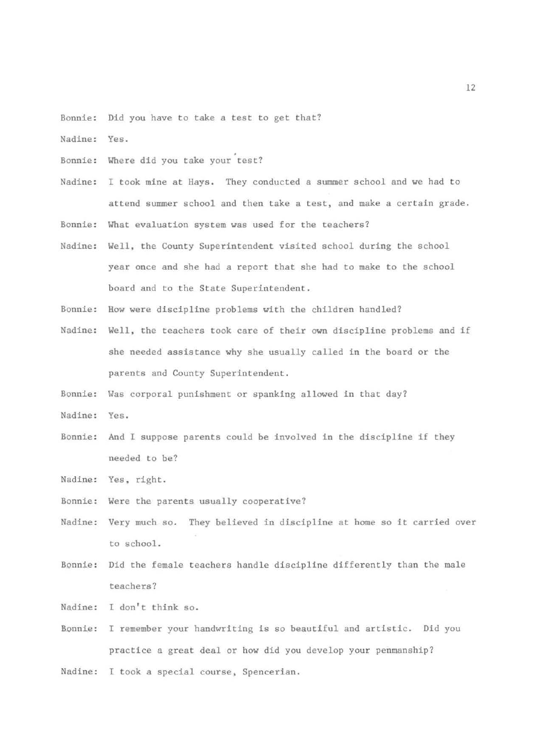Bonnie: Did you have to take a test to get that?

Nadine: Yes.

Bonnie: Where did you take your test?

Nadine: I took mine at Hays. They conducted a summer school and we had to attend summer school and then take a test, and make a certain grade.

Bonnie: What evaluation system was used for the teachers?

Nadine: Well, the County Superintendent visited school during the school year once and she had a report that she had to make to the school board and to the State Superintendent.

Bonnie: How were discipline problems with the children handled?

Nadine: Well, the teachers took care of their own discipline problems and if she needed assistance why she usually called in the board or the parents and County Superintendent.

Bonnie: Was corporal punishment or spanking allowed in that day?

Nadine: Yes.

Bonnie: And I suppose parents could be involved in the discipline if they needed to be?

Nadine: Yes, right.

Bonnie: Were the parents usually cooperative?

Nadine: Very much so. They believed in discipline at home so it carried over to school.

Bonnie: Did the female teachers handle discipline differently than the male teachers?

Nadine: I don't think so.

Bonnie: I remember your handwriting is so beautiful and artistic. Did you practice a great deal or how did you develop your penmanship?

Nadine: I took a special course, Spencerian.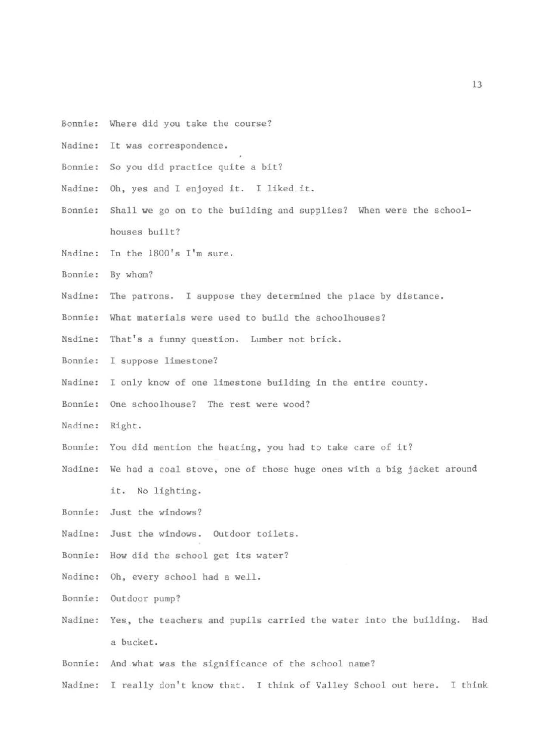Bonnie: Where did you take the course?

Nadine: It was correspondence.

Bonnie: So you did practice quite a bit?

Nadine: Oh, yes and I enjoyed it. I liked it.

Bonnie: Shall we go on to the building and supplies? When were the schoolhouses built?

Nadine: In the 1800's I'm sure.

Bonnie: By whom?

Nadine: The patrons. I suppose they determined the place by distance.

Bonnie: What materials were used to build the schoolhouses?

Nadine: That's a funny question. Lumber not brick.

Bonnie: I suppose limestone?

Nadine: I only know of one limestone building in the entire county.

Bonnie: One schoolhouse? The rest were wood?

Nadine: Right.

Bonnie: You did mention the heating, you had to take care of it?

Nadine: We had a coal stove, one of those huge ones with a big jacket around it. No lighting.

Bonnie: Just the windows?

Nadine: Just the windows. Outdoor toilets.

Bonnie: How did the school get its water?

Nadine: Oh, every school had a well.

Bonnie: Outdoor pump?

Nadine: Yes, the teachers and pupils carried the water into the building. Had a bucket.

Bonnie: And what was the significance of the school name?

Nadine: I really don't know that. I think of Valley School out here. I think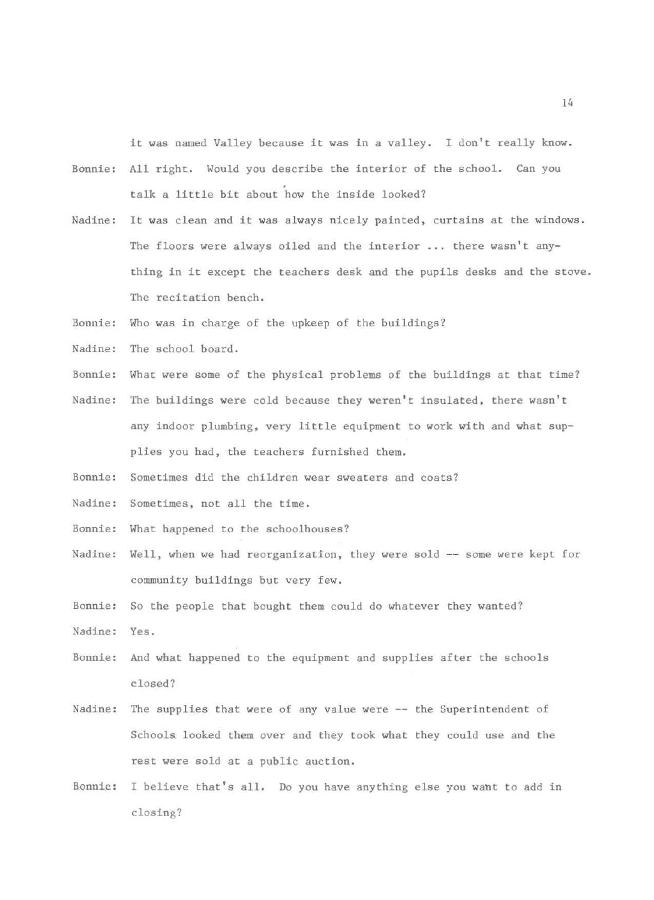it was named Valley because it was in a valley. I don't really know.

Bonnie: All right. Would you describe the interior of the school. Can you talk a little bit about how the inside looked?

Nadine: It was clean and it was always nicely painted, curtains at the windows. The floors were always oiled and the interior ... there wasn't anything in it except the teachers desk and the pupils desks and the stove. The recitation bench.

Bonnie: Who was in charge of the upkeep of the buildings?

Nadine: The school board.

Bonnie: What were some of the physical problems of the buildings at that time?

Nadine: The buildings were cold because they weren't insulated, there wasn't any indoor plumbing, very little equipment to work with and what supplies you had, the teachers furnished them.

Bonnie: Sometimes did the children wear sweaters and coats?

Nadine: Sometimes, not all the time.

Bonnie: What happened to the schoolhouses?

Nadine: Well, when we had reorganization, they were sold -- some were kept for community buildings but very few.

Bonnie: So the people that bought them could do whatever they wanted?

Nadine: Yes.

Bonnie: And what happened to the equipment and supplies after the schools closed?

Nadine: The supplies that were of any value were -- the Superintendent of Schools looked them over and they took what they could use and the rest were sold at a public auction.

Bonnie: I believe that's all. Do you have anything else you want to add in closing?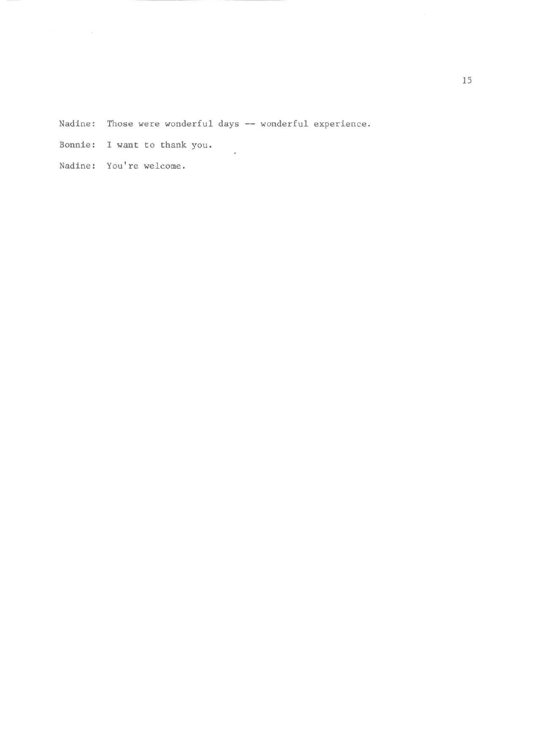Nadine: Those were wonderful days -- wonderful experience.

Bonnie: I want to thank you.

Nadine: You're welcome.